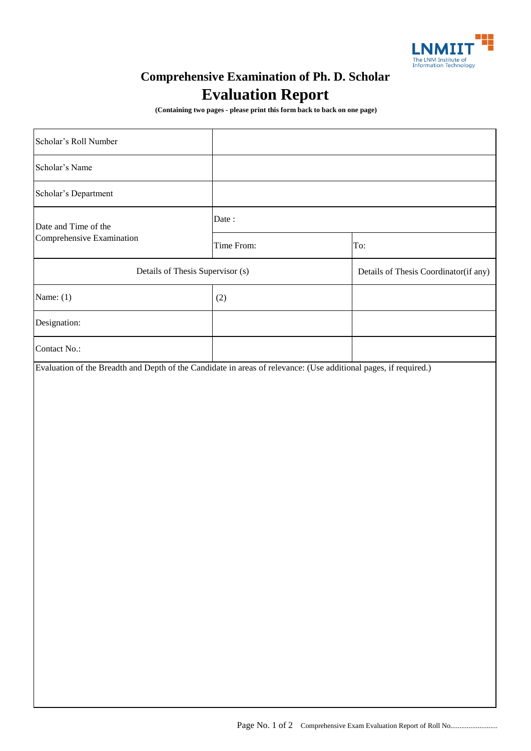# Comprehensive Examination of Ph. D. Scholar

## Evaluation Report

**(Containing two pages - please print this form back to back on one page)**

| Scholar's Roll Number | | |
|---|---|---|
| Scholar's Name | | |
| Scholar's Department | | |
| Date and Time of the Comprehensive Examination | Date : | |
| | Time From: | To: |
| Details of Thesis Supervisor (s) | | Details of Thesis Coordinator(if any) |
| Name: (1) | (2) | |
| Designation: | | |
| Contact No.: | | |

Evaluation of the Breadth and Depth of the Candidate in areas of relevance: (Use additional pages, if required.)

Comprehensive Exam Evaluation Report of Roll No..........................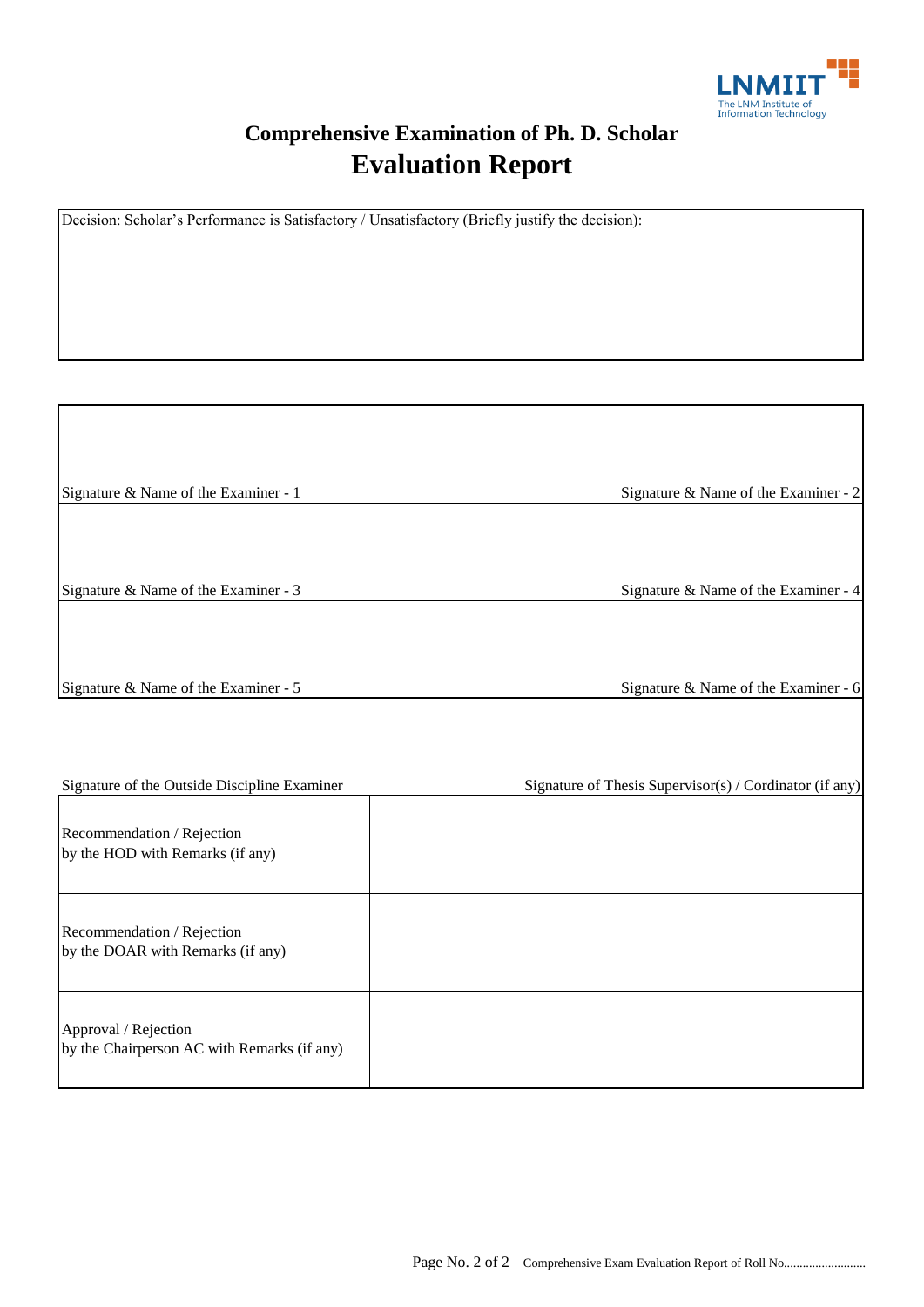# Comprehensive Examination of Ph. D. Scholar
# Evaluation Report

Decision: Scholar's Performance is Satisfactory / Unsatisfactory (Briefly justify the decision):

| | |
|---|---|
| Signature & Name of the Examiner - 1 | Signature & Name of the Examiner - 2 |
| Signature & Name of the Examiner - 3 | Signature & Name of the Examiner - 4 |
| Signature & Name of the Examiner - 5 | Signature & Name of the Examiner - 6 |
| Signature of the Outside Discipline Examiner | Signature of Thesis Supervisor(s) / Cordinator (if any) |

| | |
|---|---|
| Recommendation / Rejection by the HOD with Remarks (if any) | |
| Recommendation / Rejection by the DOAR with Remarks (if any) | |
| Approval / Rejection by the Chairperson AC with Remarks (if any) | |

Comprehensive Exam Evaluation Report of Roll No..........................